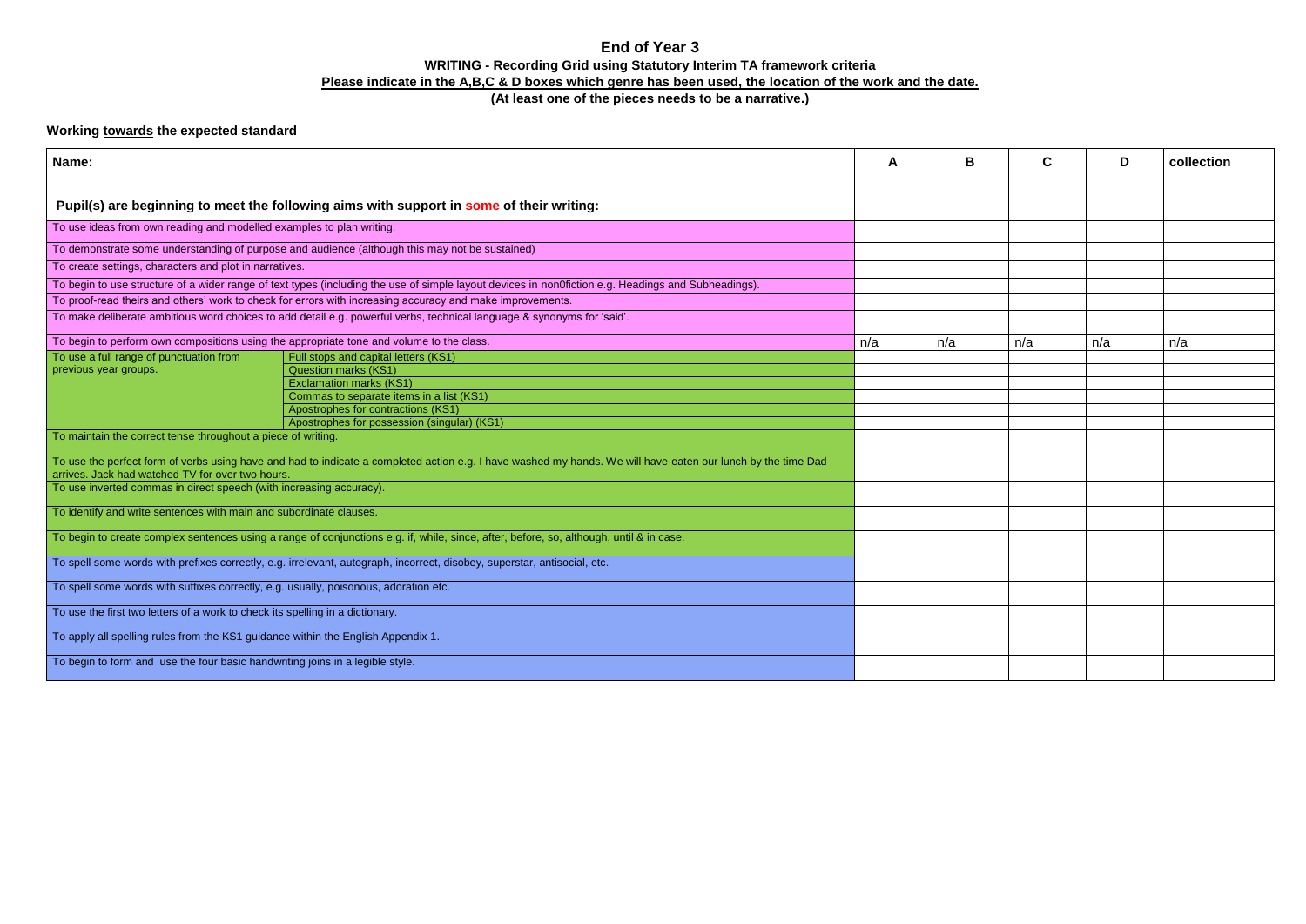# End of Year 3

**WRITING - Recording Grid using Statutory Interim TA framework criteria**

**Please indicate in the A,B,C & D boxes which genre has been used, the location of the work and the date.**

**(At least one of the pieces needs to be a narrative.)**

**Working towards the expected standard**

| Name: | | A | B | C | D | collection |
|---|---|---|---|---|---|---|
| **Pupil(s) are beginning to meet the following aims with support in some of their writing:** | | | | | | |
| To use ideas from own reading and modelled examples to plan writing. | | | | | | |
| To demonstrate some understanding of purpose and audience (although this may not be sustained) | | | | | | |
| To create settings, characters and plot in narratives. | | | | | | |
| To begin to use structure of a wider range of text types (including the use of simple layout devices in non0fiction e.g. Headings and Subheadings). | | | | | | |
| To proof-read theirs and others' work to check for errors with increasing accuracy and make improvements. | | | | | | |
| To make deliberate ambitious word choices to add detail e.g. powerful verbs, technical language & synonyms for 'said'. | | | | | | |
| To begin to perform own compositions using the appropriate tone and volume to the class. | | n/a | n/a | n/a | n/a | n/a |
| To use a full range of punctuation from previous year groups. | Full stops and capital letters (KS1) | | | | | |
| | Question marks (KS1) | | | | | |
| | Exclamation marks (KS1) | | | | | |
| | Commas to separate items in a list (KS1) | | | | | |
| | Apostrophes for contractions (KS1) | | | | | |
| | Apostrophes for possession (singular) (KS1) | | | | | |
| To maintain the correct tense throughout a piece of writing. | | | | | | |
| To use the perfect form of verbs using have and had to indicate a completed action e.g. I have washed my hands. We will have eaten our lunch by the time Dad arrives. Jack had watched TV for over two hours. | | | | | | |
| To use inverted commas in direct speech (with increasing accuracy). | | | | | | |
| To identify and write sentences with main and subordinate clauses. | | | | | | |
| To begin to create complex sentences using a range of conjunctions e.g. if, while, since, after, before, so, although, until & in case. | | | | | | |
| To spell some words with prefixes correctly, e.g. irrelevant, autograph, incorrect, disobey, superstar, antisocial, etc. | | | | | | |
| To spell some words with suffixes correctly, e.g. usually, poisonous, adoration etc. | | | | | | |
| To use the first two letters of a work to check its spelling in a dictionary. | | | | | | |
| To apply all spelling rules from the KS1 guidance within the English Appendix 1. | | | | | | |
| To begin to form and use the four basic handwriting joins in a legible style. | | | | | | |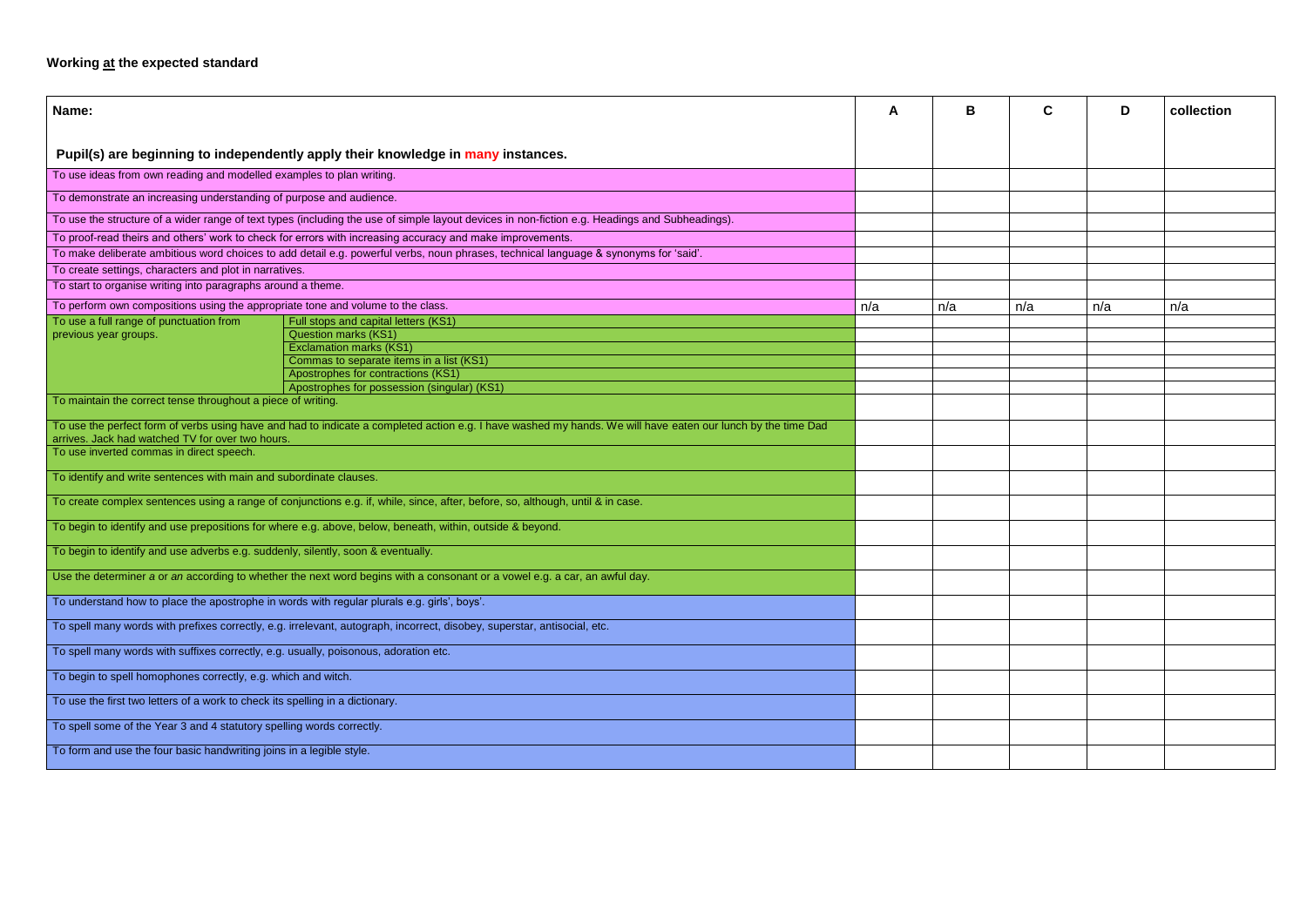**Working <u>at</u> the expected standard**

| Name: Pupil(s) are beginning to independently apply their knowledge in many instances. | | A | B | C | D | collection |
|---|---|---|---|---|---|---|
| To use ideas from own reading and modelled examples to plan writing. | | | | | | |
| To demonstrate an increasing understanding of purpose and audience. | | | | | | |
| To use the structure of a wider range of text types (including the use of simple layout devices in non-fiction e.g. Headings and Subheadings). | | | | | | |
| To proof-read theirs and others' work to check for errors with increasing accuracy and make improvements. | | | | | | |
| To make deliberate ambitious word choices to add detail e.g. powerful verbs, noun phrases, technical language & synonyms for 'said'. | | | | | | |
| To create settings, characters and plot in narratives. | | | | | | |
| To start to organise writing into paragraphs around a theme. | | | | | | |
| To perform own compositions using the appropriate tone and volume to the class. | | n/a | n/a | n/a | n/a | n/a |
| To use a full range of punctuation from previous year groups. | Full stops and capital letters (KS1) | | | | | |
| | Question marks (KS1) | | | | | |
| | Exclamation marks (KS1) | | | | | |
| | Commas to separate items in a list (KS1) | | | | | |
| | Apostrophes for contractions (KS1) | | | | | |
| | Apostrophes for possession (singular) (KS1) | | | | | |
| To maintain the correct tense throughout a piece of writing. | | | | | | |
| To use the perfect form of verbs using have and had to indicate a completed action e.g. I have washed my hands. We will have eaten our lunch by the time Dad arrives. Jack had watched TV for over two hours. | | | | | | |
| To use inverted commas in direct speech. | | | | | | |
| To identify and write sentences with main and subordinate clauses. | | | | | | |
| To create complex sentences using a range of conjunctions e.g. if, while, since, after, before, so, although, until & in case. | | | | | | |
| To begin to identify and use prepositions for where e.g. above, below, beneath, within, outside & beyond. | | | | | | |
| To begin to identify and use adverbs e.g. suddenly, silently, soon & eventually. | | | | | | |
| Use the determiner *a* or *an* according to whether the next word begins with a consonant or a vowel e.g. a car, an awful day. | | | | | | |
| To understand how to place the apostrophe in words with regular plurals e.g. girls', boys'. | | | | | | |
| To spell many words with prefixes correctly, e.g. irrelevant, autograph, incorrect, disobey, superstar, antisocial, etc. | | | | | | |
| To spell many words with suffixes correctly, e.g. usually, poisonous, adoration etc. | | | | | | |
| To begin to spell homophones correctly, e.g. which and witch. | | | | | | |
| To use the first two letters of a work to check its spelling in a dictionary. | | | | | | |
| To spell some of the Year 3 and 4 statutory spelling words correctly. | | | | | | |
| To form and use the four basic handwriting joins in a legible style. | | | | | | |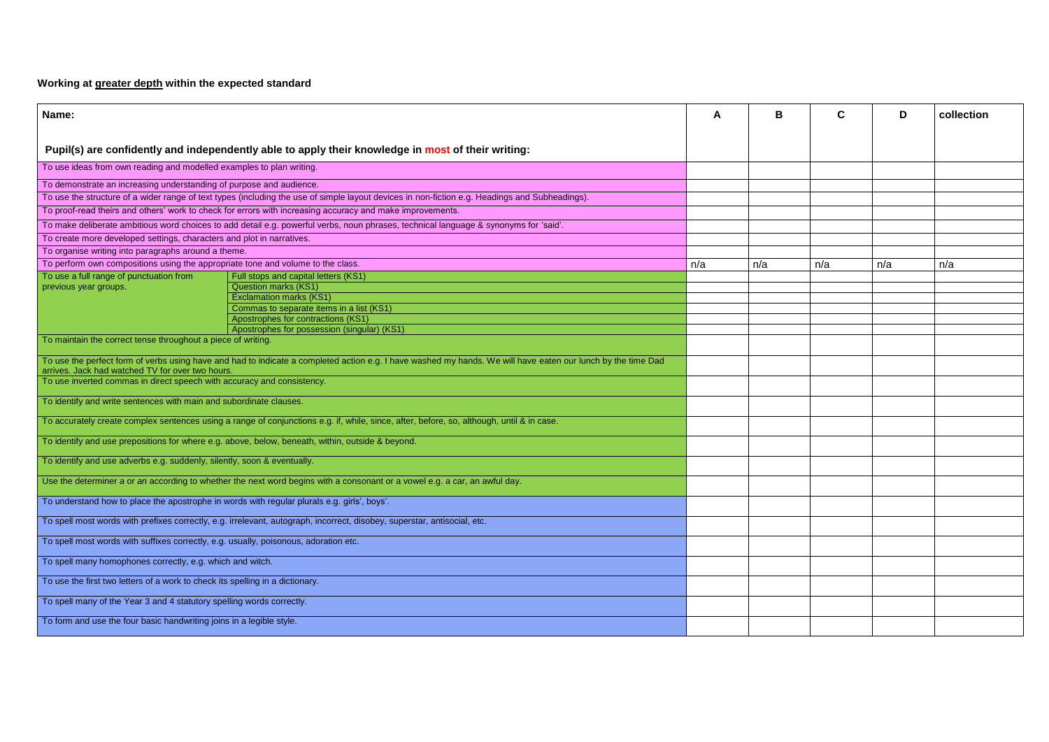**Working at greater depth within the expected standard**

| Name: Pupil(s) are confidently and independently able to apply their knowledge in **most** of their writing: | | A | B | C | D | collection |
|---|---|---|---|---|---|---|
| To use ideas from own reading and modelled examples to plan writing. | | | | | | |
| To demonstrate an increasing understanding of purpose and audience. | | | | | | |
| To use the structure of a wider range of text types (including the use of simple layout devices in non-fiction e.g. Headings and Subheadings). | | | | | | |
| To proof-read theirs and others' work to check for errors with increasing accuracy and make improvements. | | | | | | |
| To make deliberate ambitious word choices to add detail e.g. powerful verbs, noun phrases, technical language & synonyms for 'said'. | | | | | | |
| To create more developed settings, characters and plot in narratives. | | | | | | |
| To organise writing into paragraphs around a theme. | | | | | | |
| To perform own compositions using the appropriate tone and volume to the class. | | n/a | n/a | n/a | n/a | n/a |
| To use a full range of punctuation from previous year groups. | Full stops and capital letters (KS1) | | | | | |
| | Question marks (KS1) | | | | | |
| | Exclamation marks (KS1) | | | | | |
| | Commas to separate items in a list (KS1) | | | | | |
| | Apostrophes for contractions (KS1) | | | | | |
| | Apostrophes for possession (singular) (KS1) | | | | | |
| To maintain the correct tense throughout a piece of writing. | | | | | | |
| To use the perfect form of verbs using have and had to indicate a completed action e.g. I have washed my hands. We will have eaten our lunch by the time Dad arrives. Jack had watched TV for over two hours. | | | | | | |
| To use inverted commas in direct speech with accuracy and consistency. | | | | | | |
| To identify and write sentences with main and subordinate clauses. | | | | | | |
| To accurately create complex sentences using a range of conjunctions e.g. if, while, since, after, before, so, although, until & in case. | | | | | | |
| To identify and use prepositions for where e.g. above, below, beneath, within, outside & beyond. | | | | | | |
| To identify and use adverbs e.g. suddenly, silently, soon & eventually. | | | | | | |
| Use the determiner *a* or *an* according to whether the next word begins with a consonant or a vowel e.g. a car, an awful day. | | | | | | |
| To understand how to place the apostrophe in words with regular plurals e.g. girls', boys'. | | | | | | |
| To spell most words with prefixes correctly, e.g. irrelevant, autograph, incorrect, disobey, superstar, antisocial, etc. | | | | | | |
| To spell most words with suffixes correctly, e.g. usually, poisonous, adoration etc. | | | | | | |
| To spell many homophones correctly, e.g. which and witch. | | | | | | |
| To use the first two letters of a work to check its spelling in a dictionary. | | | | | | |
| To spell many of the Year 3 and 4 statutory spelling words correctly. | | | | | | |
| To form and use the four basic handwriting joins in a legible style. | | | | | | |